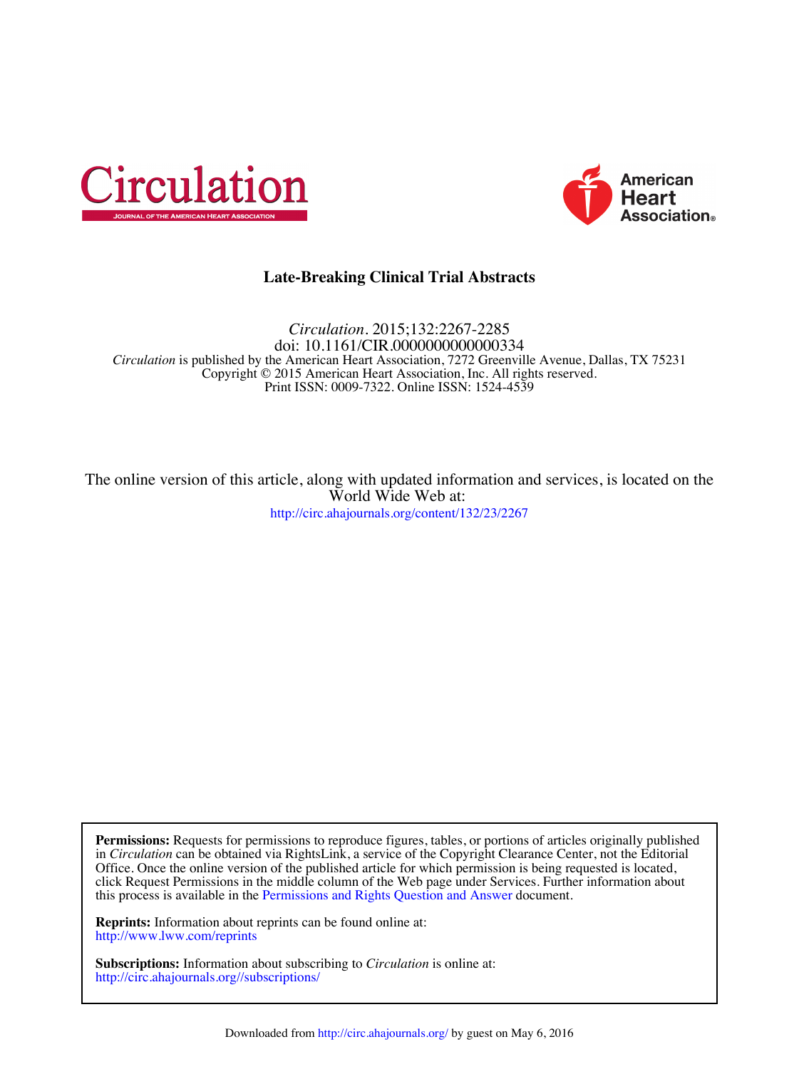Circulation

JOURNAL OF THE AMERICAN HEART ASSOCIATION

American Heart Association®

# Late-Breaking Clinical Trial Abstracts

*Circulation*. 2015;132:2267-2285

doi: 10.1161/CIR.0000000000000334

*Circulation* is published by the American Heart Association, 7272 Greenville Avenue, Dallas, TX 75231

Copyright © 2015 American Heart Association, Inc. All rights reserved.

Print ISSN: 0009-7322. Online ISSN: 1524-4539

The online version of this article, along with updated information and services, is located on the World Wide Web at:

http://circ.ahajournals.org/content/132/23/2267

**Permissions:** Requests for permissions to reproduce figures, tables, or portions of articles originally published in *Circulation* can be obtained via RightsLink, a service of the Copyright Clearance Center, not the Editorial Office. Once the online version of the published article for which permission is being requested is located, click Request Permissions in the middle column of the Web page under Services. Further information about this process is available in the Permissions and Rights Question and Answer document.

**Reprints:** Information about reprints can be found online at:
http://www.lww.com/reprints

**Subscriptions:** Information about subscribing to *Circulation* is online at:
http://circ.ahajournals.org//subscriptions/

Downloaded from http://circ.ahajournals.org/ by guest on May 6, 2016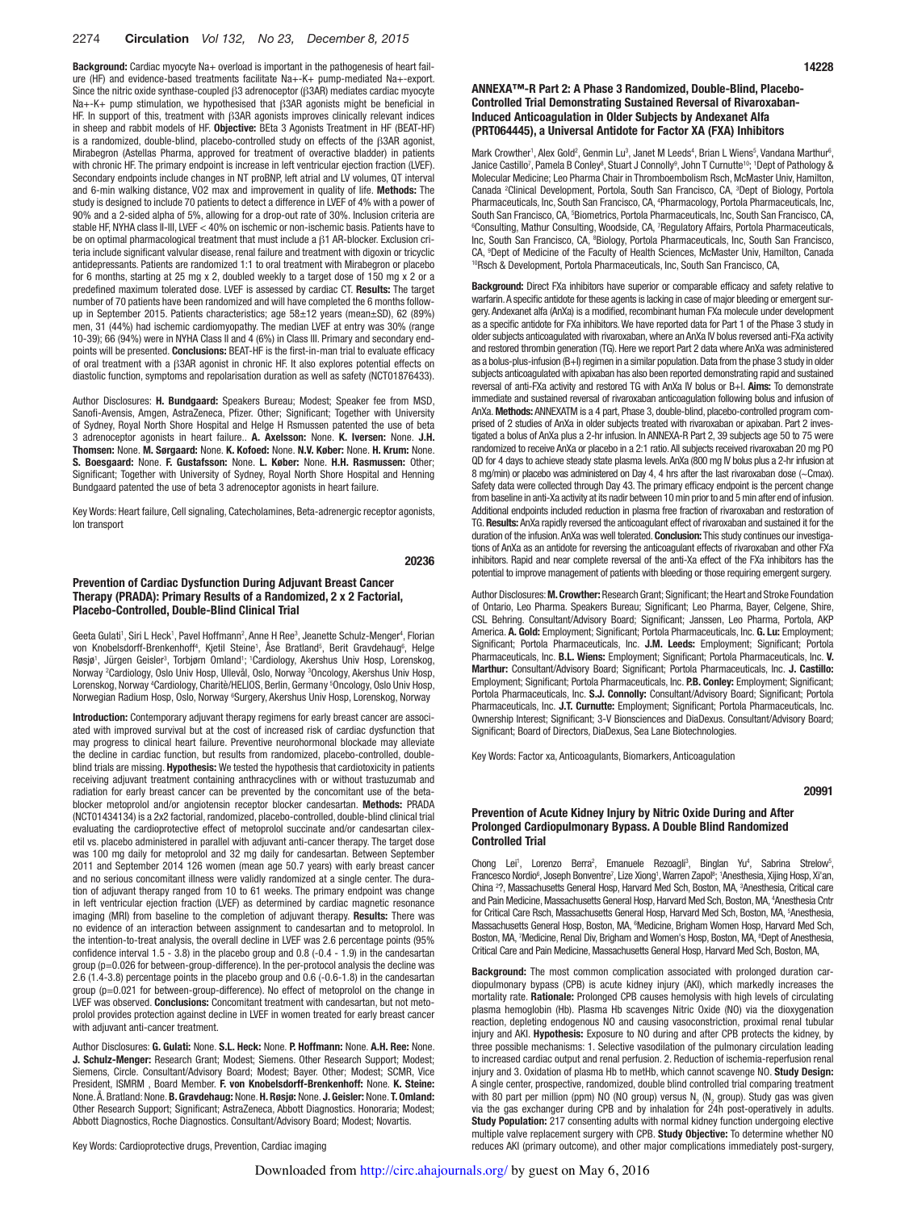**Background:** Cardiac myocyte Na+ overload is important in the pathogenesis of heart failure (HF) and evidence-based treatments facilitate Na+-K+ pump-mediated Na+-export. Since the nitric oxide synthase-coupled β3 adrenoceptor (β3AR) mediates cardiac myocyte Na+-K+ pump stimulation, we hypothesised that β3AR agonists might be beneficial in HF. In support of this, treatment with β3AR agonists improves clinically relevant indices in sheep and rabbit models of HF. **Objective:** BEta 3 Agonists Treatment in HF (BEAT-HF) is a randomized, double-blind, placebo-controlled study on effects of the β3AR agonist, Mirabegron (Astellas Pharma, approved for treatment of overactive bladder) in patients with chronic HF. The primary endpoint is increase in left ventricular ejection fraction (LVEF). Secondary endpoints include changes in NT proBNP, left atrial and LV volumes, QT interval and 6-min walking distance, VO2 max and improvement in quality of life. **Methods:** The study is designed to include 70 patients to detect a difference in LVEF of 4% with a power of 90% and a 2-sided alpha of 5%, allowing for a drop-out rate of 30%. Inclusion criteria are stable HF, NYHA class II-III, LVEF < 40% on ischemic or non-ischemic basis. Patients have to be on optimal pharmacological treatment that must include a β1 AR-blocker. Exclusion criteria include significant valvular disease, renal failure and treatment with digoxin or tricyclic antidepressants. Patients are randomized 1:1 to oral treatment with Mirabegron or placebo for 6 months, starting at 25 mg x 2, doubled weekly to a target dose of 150 mg x 2 or a predefined maximum tolerated dose. LVEF is assessed by cardiac CT. **Results:** The target number of 70 patients have been randomized and will have completed the 6 months follow-up in September 2015. Patients characteristics; age 58±12 years (mean±SD), 62 (89%) men, 31 (44%) had ischemic cardiomyopathy. The median LVEF at entry was 30% (range 10-39); 66 (94%) were in NYHA Class II and 4 (6%) in Class III. Primary and secondary endpoints will be presented. **Conclusions:** BEAT-HF is the first-in-man trial to evaluate efficacy of oral treatment with a β3AR agonist in chronic HF. It also explores potential effects on diastolic function, symptoms and repolarisation duration as well as safety (NCT01876433).

Author Disclosures: **H. Bundgaard:** Speakers Bureau; Modest; Speaker fee from MSD, Sanofi-Avensis, Amgen, AstraZeneca, Pfizer. Other; Significant; Together with University of Sydney, Royal North Shore Hospital and Helge H Rsmussen patented the use of beta 3 adrenoceptor agonists in heart failure.. **A. Axelsson:** None. **K. Iversen:** None. **J.H. Thomsen:** None. **M. Sørgaard:** None. **K. Kofoed:** None. **N.V. Køber:** None. **H. Krum:** None. **S. Boesgaard:** None. **F. Gustafsson:** None. **L. Køber:** None. **H.H. Rasmussen:** Other; Significant; Together with University of Sydney, Royal North Shore Hospital and Henning Bundgaard patented the use of beta 3 adrenoceptor agonists in heart failure.

Key Words: Heart failure, Cell signaling, Catecholamines, Beta-adrenergic receptor agonists, Ion transport

**20236**

### Prevention of Cardiac Dysfunction During Adjuvant Breast Cancer Therapy (PRADA): Primary Results of a Randomized, 2 x 2 Factorial, Placebo-Controlled, Double-Blind Clinical Trial

Geeta Gulati[1], Siri L Heck[1], Pavel Hoffmann[2], Anne H Ree[3], Jeanette Schulz-Menger[4], Florian von Knobelsdorff-Brenkenhoff[4], Kjetil Steine[1], Åse Bratland[5], Berit Gravdehaug[6], Helge Røsjø[1], Jürgen Geisler[3], Torbjørn Omland[1]; [1]Cardiology, Akershus Univ Hosp, Lorenskog, Norway [2]Cardiology, Oslo Univ Hosp, Ullevål, Oslo, Norway [3]Oncology, Akershus Univ Hosp, Lorenskog, Norway [4]Cardiology, Charité/HELIOS, Berlin, Germany [5]Oncology, Oslo Univ Hosp, Norwegian Radium Hosp, Oslo, Norway [6]Surgery, Akershus Univ Hosp, Lorenskog, Norway

**Introduction:** Contemporary adjuvant therapy regimens for early breast cancer are associated with improved survival but at the cost of increased risk of cardiac dysfunction that may progress to clinical heart failure. Preventive neurohormonal blockade may alleviate the decline in cardiac function, but results from randomized, placebo-controlled, double-blind trials are missing. **Hypothesis:** We tested the hypothesis that cardiotoxicity in patients receiving adjuvant treatment containing anthracyclines with or without trastuzumab and radiation for early breast cancer can be prevented by the concomitant use of the beta-blocker metoprolol and/or angiotensin receptor blocker candesartan. **Methods:** PRADA (NCT01434134) is a 2x2 factorial, randomized, placebo-controlled, double-blind clinical trial evaluating the cardioprotective effect of metoprolol succinate and/or candesartan cilexetil vs. placebo administered in parallel with adjuvant anti-cancer therapy. The target dose was 100 mg daily for metoprolol and 32 mg daily for candesartan. Between September 2011 and September 2014 126 women (mean age 50.7 years) with early breast cancer and no serious concomitant illness were validly randomized at a single center. The duration of adjuvant therapy ranged from 10 to 61 weeks. The primary endpoint was change in left ventricular ejection fraction (LVEF) as determined by cardiac magnetic resonance imaging (MRI) from baseline to the completion of adjuvant therapy. **Results:** There was no evidence of an interaction between assignment to candesartan and to metoprolol. In the intention-to-treat analysis, the overall decline in LVEF was 2.6 percentage points (95% confidence interval 1.5 - 3.8) in the placebo group and 0.8 (-0.4 - 1.9) in the candesartan group (p=0.026 for between-group-difference). In the per-protocol analysis the decline was 2.6 (1.4-3.8) percentage points in the placebo group and 0.6 (-0.6-1.8) in the candesartan group (p=0.021 for between-group-difference). No effect of metoprolol on the change in LVEF was observed. **Conclusions:** Concomitant treatment with candesartan, but not metoprolol provides protection against decline in LVEF in women treated for early breast cancer with adjuvant anti-cancer treatment.

Author Disclosures: **G. Gulati:** None. **S.L. Heck:** None. **P. Hoffmann:** None. **A.H. Ree:** None. **J. Schulz-Menger:** Research Grant; Modest; Siemens. Other Research Support; Modest; Siemens, Circle. Consultant/Advisory Board; Modest; Bayer. Other; Modest; SCMR, Vice President, ISMRM , Board Member. **F. von Knobelsdorff-Brenkenhoff:** None. **K. Steine:** None. **Å. Bratland:** None. **B. Gravdehaug:** None. **H. Røsjø:** None. **J. Geisler:** None. **T. Omland:** Other Research Support; Significant; AstraZeneca, Abbott Diagnostics. Honoraria; Modest; Abbott Diagnostics, Roche Diagnostics. Consultant/Advisory Board; Modest; Novartis.

Key Words: Cardioprotective drugs, Prevention, Cardiac imaging

**14228**

### ANNEXA™-R Part 2: A Phase 3 Randomized, Double-Blind, Placebo-Controlled Trial Demonstrating Sustained Reversal of Rivaroxaban-Induced Anticoagulation in Older Subjects by Andexanet Alfa (PRT064445), a Universal Antidote for Factor XA (FXA) Inhibitors

Mark Crowther[1], Alex Gold[2], Genmin Lu[3], Janet M Leeds[4], Brian L Wiens[5], Vandana Marthur[6], Janice Castillo[7], Pamela B Conley[8], Stuart J Connolly[9], John T Curnutte[10]; [1]Dept of Pathology & Molecular Medicine; Leo Pharma Chair in Thromboembolism Rsch, McMaster Univ, Hamilton, Canada [2]Clinical Development, Portola, South San Francisco, CA, [3]Dept of Biology, Portola Pharmaceuticals, Inc, South San Francisco, CA, [4]Pharmacology, Portola Pharmaceuticals, Inc, South San Francisco, CA, [5]Biometrics, Portola Pharmaceuticals, Inc, South San Francisco, CA, [6]Consulting, Mathur Consulting, Woodside, CA, [7]Regulatory Affairs, Portola Pharmaceuticals, Inc, South San Francisco, CA, [8]Biology, Portola Pharmaceuticals, Inc, South San Francisco, CA, [9]Dept of Medicine of the Faculty of Health Sciences, McMaster Univ, Hamilton, Canada [10]Rsch & Development, Portola Pharmaceuticals, Inc, South San Francisco, CA,

**Background:** Direct FXa inhibitors have superior or comparable efficacy and safety relative to warfarin. A specific antidote for these agents is lacking in case of major bleeding or emergent surgery. Andexanet alfa (AnXa) is a modified, recombinant human FXa molecule under development as a specific antidote for FXa inhibitors. We have reported data for Part 1 of the Phase 3 study in older subjects anticoagulated with rivaroxaban, where an AnXa IV bolus reversed anti-FXa activity and restored thrombin generation (TG). Here we report Part 2 data where AnXa was administered as a bolus-plus-infusion (B+I) regimen in a similar population. Data from the phase 3 study in older subjects anticoagulated with apixaban has also been reported demonstrating rapid and sustained reversal of anti-FXa activity and restored TG with AnXa IV bolus or B+I. **Aims:** To demonstrate immediate and sustained reversal of rivaroxaban anticoagulation following bolus and infusion of AnXa. **Methods:** ANNEXATM is a 4 part, Phase 3, double-blind, placebo-controlled program comprised of 2 studies of AnXa in older subjects treated with rivaroxaban or apixaban. Part 2 investigated a bolus of AnXa plus a 2-hr infusion. In ANNEXA-R Part 2, 39 subjects age 50 to 75 were randomized to receive AnXa or placebo in a 2:1 ratio. All subjects received rivaroxaban 20 mg PO QD for 4 days to achieve steady state plasma levels. AnXa (800 mg IV bolus plus a 2-hr infusion at 8 mg/min) or placebo was administered on Day 4, 4 hrs after the last rivaroxaban dose (~Cmax). Safety data were collected through Day 43. The primary efficacy endpoint is the percent change from baseline in anti-Xa activity at its nadir between 10 min prior to and 5 min after end of infusion. Additional endpoints included reduction in plasma free fraction of rivaroxaban and restoration of TG. **Results:** AnXa rapidly reversed the anticoagulant effect of rivaroxaban and sustained it for the duration of the infusion. AnXa was well tolerated. **Conclusion:** This study continues our investigations of AnXa as an antidote for reversing the anticoagulant effects of rivaroxaban and other FXa inhibitors. Rapid and near complete reversal of the anti-Xa effect of the FXa inhibitors has the potential to improve management of patients with bleeding or those requiring emergent surgery.

Author Disclosures: **M. Crowther:** Research Grant; Significant; the Heart and Stroke Foundation of Ontario, Leo Pharma. Speakers Bureau; Significant; Leo Pharma, Bayer, Celgene, Shire, CSL Behring. Consultant/Advisory Board; Significant; Janssen, Leo Pharma, Portola, AKP America. **A. Gold:** Employment; Significant; Portola Pharmaceuticals, Inc. **G. Lu:** Employment; Significant; Portola Pharmaceuticals, Inc. **J.M. Leeds:** Employment; Significant; Portola Pharmaceuticals, Inc. **B.L. Wiens:** Employment; Significant; Portola Pharmaceuticals, Inc. **V. Marthur:** Consultant/Advisory Board; Significant; Portola Pharmaceuticals, Inc. **J. Castillo:** Employment; Significant; Portola Pharmaceuticals, Inc. **P.B. Conley:** Employment; Significant; Portola Pharmaceuticals, Inc. **S.J. Connolly:** Consultant/Advisory Board; Significant; Portola Pharmaceuticals, Inc. **J.T. Curnutte:** Employment; Significant; Portola Pharmaceuticals, Inc. Ownership Interest; Significant; 3-V Biosciences and DiaDexus. Consultant/Advisory Board; Significant; Board of Directors, DiaDexus, Sea Lane Biotechnologies.

Key Words: Factor xa, Anticoagulants, Biomarkers, Anticoagulation

**20991**

### Prevention of Acute Kidney Injury by Nitric Oxide During and After Prolonged Cardiopulmonary Bypass. A Double Blind Randomized Controlled Trial

Chong Lei[1], Lorenzo Berra[2], Emanuele Rezoagli[3], Binglan Yu[4], Sabrina Strelow[5], Francesco Nordio[6], Joseph Bonventre[7], Lize Xiong[1], Warren Zapol[8]; [1]Anesthesia, Xijing Hosp, Xi'an, China [2]?, Massachusetts General Hosp, Harvard Med Sch, Boston, MA, [3]Anesthesia, Critical care and Pain Medicine, Massachusetts General Hosp, Harvard Med Sch, Boston, MA, [4]Anesthesia Cntr for Critical Care Rsch, Massachusetts General Hosp, Harvard Med Sch, Boston, MA, [5]Anesthesia, Massachusetts General Hosp, Boston, MA, [6]Medicine, Brigham Women Hosp, Harvard Med Sch, Boston, MA, [7]Medicine, Renal Div, Brigham and Women's Hosp, Boston, MA, [8]Dept of Anesthesia, Critical Care and Pain Medicine, Massachusetts General Hosp, Harvard Med Sch, Boston, MA,

**Background:** The most common complication associated with prolonged duration cardiopulmonary bypass (CPB) is acute kidney injury (AKI), which markedly increases the mortality rate. **Rationale:** Prolonged CPB causes hemolysis with high levels of circulating plasma hemoglobin (Hb). Plasma Hb scavenges Nitric Oxide (NO) via the dioxygenation reaction, depleting endogenous NO and causing vasoconstriction, proximal renal tubular injury and AKI. **Hypothesis:** Exposure to NO during and after CPB protects the kidney, by three possible mechanisms: 1. Selective vasodilation of the pulmonary circulation leading to increased cardiac output and renal perfusion. 2. Reduction of ischemia-reperfusion renal injury and 3. Oxidation of plasma Hb to metHb, which cannot scavenge NO. **Study Design:** A single center, prospective, randomized, double blind controlled trial comparing treatment with 80 part per million (ppm) NO (NO group) versus $N_2$ ($N_2$ group). Study gas was given via the gas exchanger during CPB and by inhalation for 24h post-operatively in adults. **Study Population:** 217 consenting adults with normal kidney function undergoing elective multiple valve replacement surgery with CPB. **Study Objective:** To determine whether NO reduces AKI (primary outcome), and other major complications immediately post-surgery,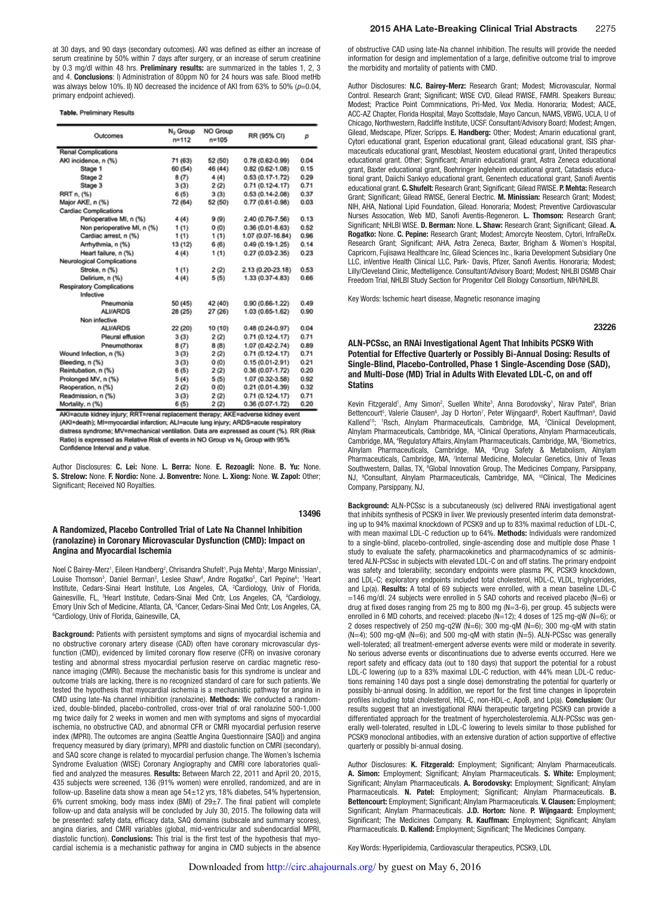at 30 days, and 90 days (secondary outcomes). AKI was defined as either an increase of serum creatinine by 50% within 7 days after surgery, or an increase of serum creatinine by 0.3 mg/dl within 48 hrs. **Preliminary results:** are summarized in the tables 1, 2, 3 and 4. **Conclusions**: I) Administration of 80ppm NO for 24 hours was safe. Blood metHb was always below 10%. II) NO decreased the incidence of AKI from 63% to 50% ($p$=0.04, primary endpoint achieved).

**Table.** Preliminary Results

| Outcomes | $N_2$ Group n=112 | NO Group n=105 | RR (95% CI) | p |
|---|---|---|---|---|
| Renal Complications | | | | |
| AKI incidence, n (%) | 71 (63) | 52 (50) | 0.78 (0.62-0.99) | 0.04 |
| Stage 1 | 60 (54) | 46 (44) | 0.82 (0.62-1.08) | 0.15 |
| Stage 2 | 8 (7) | 4 (4) | 0.53 (0.17-1.72) | 0.29 |
| Stage 3 | 3 (3) | 2 (2) | 0.71 (0.12-4.17) | 0.71 |
| RRT n, (%) | 6 (5) | 3 (3) | 0.53 (0.14-2.08) | 0.37 |
| Major AKE, n (%) | 72 (64) | 52 (50) | 0.77 (0.61-0.98) | 0.03 |
| Cardiac Complications | | | | |
| Perioperative MI, n (%) | 4 (4) | 9 (9) | 2.40 (0.76-7.56) | 0.13 |
| Non perioperative MI, n (%) | 1 (1) | 0 (0) | 0.36 (0.01-8.63) | 0.52 |
| Cardiac arrest, n (%) | 1 (1) | 1 (1) | 1.07 (0.07-16.84) | 0.96 |
| Arrhythmia, n (%) | 13 (12) | 6 (6) | 0.49 (0.19-1.25) | 0.14 |
| Heart failure, n (%) | 4 (4) | 1 (1) | 0.27 (0.03-2.35) | 0.23 |
| Neurological Complications | | | | |
| Stroke, n (%) | 1 (1) | 2 (2) | 2.13 (0.20-23.18) | 0.53 |
| Delirium, n (%) | 4 (4) | 5 (5) | 1.33 (0.37-4.83) | 0.66 |
| Respiratory Complications | | | | |
| Infective | | | | |
| Pneumonia | 50 (45) | 42 (40) | 0.90 (0.66-1.22) | 0.49 |
| ALI/ARDS | 28 (25) | 27 (26) | 1.03 (0.65-1.62) | 0.90 |
| Non infective | | | | |
| ALI/ARDS | 22 (20) | 10 (10) | 0.48 (0.24-0.97) | 0.04 |
| Pleural effusion | 3 (3) | 2 (2) | 0.71 (0.12-4.17) | 0.71 |
| Pneumothorax | 8 (7) | 8 (8) | 1.07 (0.42-2.74) | 0.89 |
| Wound Infection, n (%) | 3 (3) | 2 (2) | 0.71 (0.12-4.17) | 0.71 |
| Bleeding, n (%) | 3 (3) | 0 (0) | 0.15 (0.01-2.91) | 0.21 |
| Reintubation, n (%) | 6 (5) | 2 (2) | 0.36 (0.07-1.72) | 0.20 |
| Prolonged MV, n (%) | 5 (4) | 5 (5) | 1.07 (0.32-3.58) | 0.92 |
| Reoperation, n (%) | 2 (2) | 0 (0) | 0.21 (0.01-4.39) | 0.32 |
| Readmission, n (%) | 3 (3) | 2 (2) | 0.71 (0.12-4.17) | 0.71 |
| Mortality, n (%) | 6 (5) | 2 (2) | 0.36 (0.07-1.72) | 0.20 |

AKI=acute kidney injury; RRT=renal replacement therapy; AKE=adverse kidney event (AKI+death); MI=myocardial infarction; ALI=acute lung injury; ARDS=acute respiratory distress syndrome; MV=mechanical ventilation. Data are expressed as count (%). RR (Risk Ratio) is expressed as Relative Risk of events in NO Group vs $N_2$ Group with 95% Confidence Interval and $p$ value.

Author Disclosures: **C. Lei:** None. **L. Berra:** None. **E. Rezoagli:** None. **B. Yu:** None. **S. Strelow:** None. **F. Nordio:** None. **J. Bonventre:** None. **L. Xiong:** None. **W. Zapol:** Other; Significant; Received NO Royalties.

**13496**

### A Randomized, Placebo Controlled Trial of Late Na Channel Inhibition (ranolazine) in Coronary Microvascular Dysfunction (CMD): Impact on Angina and Myocardial Ischemia

Noel C Bairey-Merz[1], Eileen Handberg[2], Chrisandra Shufelt[1], Puja Mehta[1], Margo Minissian[1], Louise Thomson[3], Daniel Berman[3], Leslee Shaw[4], Andre Rogatko[5], Carl Pepine[6]; [1]Heart Institute, Cedars-Sinai Heart Institute, Los Angeles, CA, [2]Cardiology, Univ of Florida, Gainesville, FL, [3]Heart Institute, Cedars-Sinai Med Cntr, Los Angeles, CA, [4]Cardiology, Emory Univ Sch of Medicine, Atlanta, CA, [5]Cancer, Cedars-Sinai Med Cntr, Los Angeles, CA, [6]Cardiology, Univ of Florida, Gainesville, CA,

**Background:** Patients with persistent symptoms and signs of myocardial ischemia and no obstructive coronary artery disease (CAD) often have coronary microvascular dysfunction (CMD), evidenced by limited coronary flow reserve (CFR) on invasive coronary testing and abnormal stress myocardial perfusion reserve on cardiac magnetic resonance imaging (CMRI). Because the mechanistic basis for this syndrome is unclear and outcome trials are lacking, there is no recognized standard of care for such patients. We tested the hypothesis that myocardial ischemia is a mechanistic pathway for angina in CMD using late-Na channel inhibition (ranolazine). **Methods:** We conducted a randomized, double-blinded, placebo-controlled, cross-over trial of oral ranolazine 500-1,000 mg twice daily for 2 weeks in women and men with symptoms and signs of myocardial ischemia, no obstructive CAD, and abnormal CFR or CMRI myocardial perfusion reserve index (MPRI). The outcomes are angina (Seattle Angina Questionnaire [SAQ]) and angina frequency measured by diary (primary), MPRI and diastolic function on CMRI (secondary), and SAQ score change is related to myocardial perfusion change. The Women's Ischemia Syndrome Evaluation (WISE) Coronary Angiography and CMRI core laboratories qualified and analyzed the measures. **Results:** Between March 22, 2011 and April 20, 2015, 435 subjects were screened, 136 (91% women) were enrolled, randomized, and are in follow-up. Baseline data show a mean age 54±12 yrs, 18% diabetes, 54% hypertension, 6% current smoking, body mass index (BMI) of 29±7. The final patient will complete follow-up and data analysis will be concluded by July 30, 2015. The following data will be presented: safety data, efficacy data, SAQ domains (subscale and summary scores), angina diaries, and CMRI variables (global, mid-ventricular and subendocardial MPRI, diastolic function). **Conclusions:** This trial is the first test of the hypothesis that myocardial ischemia is a mechanistic pathway for angina in CMD subjects in the absence of obstructive CAD using late-Na channel inhibition. The results will provide the needed information for design and implementation of a large, definitive outcome trial to improve the morbidity and mortality of patients with CMD.

Author Disclosures: **N.C. Bairey-Merz:** Research Grant; Modest; Microvascular, Normal Control. Research Grant; Significant; WISE CVD, Gilead RWISE, FAMRI. Speakers Bureau; Modest; Practice Point Commnications, Pri-Med, Vox Media. Honoraria; Modest; AACE, ACC-AZ Chapter, Florida Hospital, Mayo Scottsdale, Mayo Cancun, NAMS, VBWG, UCLA, U of Chicago, Northwestern, Radcliffe Institute, UCSF. Consultant/Advisory Board; Modest; Amgen, Gilead, Medscape, Pfizer, Scripps. **E. Handberg:** Other; Modest; Amarin educational grant, Cytori educational grant, Esperion educational grant, Gilead educational grant, ISIS pharmaceuticals educational grant, Mesoblast, Neostem educational grant, United therapeutics educational grant. Other; Significant; Amarin educational grant, Astra Zeneca educational grant, Baxter educational grant, Boehringer Ingleheim educational grant, Catadasis educational grant, Daiichi Sankyo educational grant, Genentech educational grant, Sanofi Aventis educational grant. **C. Shufelt:** Research Grant; Significant; Gilead RWISE. **P. Mehta:** Research Grant; Significant; Gilead RWISE, General Electric. **M. Minissian:** Research Grant; Modest; NIH, AHA, National Lipid Foundation, Gilead. Honoraria; Modest; Preventive Cardiovascular Nurses Assocation, Web MD, Sanofi Aventis-Regeneron. **L. Thomson:** Research Grant; Significant; NHLBI WISE. **D. Berman:** None. **L. Shaw:** Research Grant; Significant; Gilead. **A. Rogatko:** None. **C. Pepine:** Research Grant; Modest; Amorcyte Neostem, Cytori, InfraReDx. Research Grant; Significant; AHA, Astra Zeneca, Baxter, Brigham & Women's Hospital, Capricorn, Fujisawa Healthcare Inc, Gilead Sciences Inc., Ikaria Development Subsidiary One LLC, inVentive Health Clinical LLC, Park- Davis, Pfizer, Sanofi Aventis. Honoraria; Modest; Lilly/Cleveland Clinic, Medtelligence. Consultant/Advisory Board; Modest; NHLBI DSMB Chair Freedom Trial, NHLBI Study Section for Progenitor Cell Biology Consortium, NIH/NHLBI.

Key Words: Ischemic heart disease, Magnetic resonance imaging

**23226**

### ALN-PCSsc, an RNAi Investigational Agent That Inhibits PCSK9 With Potential for Effective Quarterly or Possibly Bi-Annual Dosing: Results of Single-Blind, Placebo-Controlled, Phase 1 Single-Ascending Dose (SAD), and Multi-Dose (MD) Trial in Adults With Elevated LDL-C, on and off Statins

Kevin Fitzgerald[1], Amy Simon[2], Suellen White[3], Anna Borodovsky[1], Nirav Patel[4], Brian Bettencourt[5], Valerie Clausen[6], Jay D Horton[7], Peter Wijngaard[8], Robert Kauffman[9], David Kallend[10]; [1]Rsch, Alnylam Pharmaceuticals, Cambridge, MA, [2]Cliniical Development, Alnylam Pharmaceuticals, Cambridge, MA, [3]Clinical Operations, Alnylam Pharmaceuticals, Cambridge, MA, [4]Regulatory Affairs, Alnylam Pharmaceuticals, Cambridge, MA, [5]Biometrics, Alnylam Pharmaceuticals, Cambridge, MA, [6]Drug Safety & Metabolism, Alnylam Pharmaceuticals, Cambridge, MA, [7]Internal Medicine, Molecular Genetics, Univ of Texas Southwestern, Dallas, TX, [8]Global Innovation Group, The Medicines Company, Parsippany, NJ, [9]Consultant, Alnylam Pharmaceuticals, Cambridge, MA, [10]Clinical, The Medicines Company, Parsippany, NJ,

**Background:** ALN-PCSsc is a subcutaneously (sc) delivered RNAi investigational agent that inhibits synthesis of PCSK9 in liver. We previously presented interim data demonstrating up to 94% maximal knockdown of PCSK9 and up to 83% maximal reduction of LDL-C, with mean maximal LDL-C reduction up to 64%. **Methods:** Individuals were randomized to a single-blind, placebo-controlled, single-ascending dose and multiple dose Phase 1 study to evaluate the safety, pharmacokinetics and pharmacodynamics of sc administered ALN-PCSsc in subjects with elevated LDL-C on and off statins. The primary endpoint was safety and tolerability; secondary endpoints were plasma PK, PCSK9 knockdown, and LDL-C; exploratory endpoints included total cholesterol, HDL-C, VLDL, triglycerides, and Lp(a). **Results:** A total of 69 subjects were enrolled, with a mean baseline LDL-C =146 mg/dl. 24 subjects were enrolled in 5 SAD cohorts and received placebo (N=6) or drug at fixed doses ranging from 25 mg to 800 mg (N=3-6), per group. 45 subjects were enrolled in 6 MD cohorts, and received: placebo (N=12); 4 doses of 125 mg-qW (N=6); or 2 doses respectively of 250 mg-q2W (N=6); 300 mg-qM (N=6); 300 mg-qM with statin (N=4); 500 mg-qM (N=6); and 500 mg-qM with statin (N=5). ALN-PCSsc was generally well-tolerated; all treatment-emergent adverse events were mild or moderate in severity. No serious adverse events or discontinuations due to adverse events occurred. Here we report safety and efficacy data (out to 180 days) that support the potential for a robust LDL-C lowering (up to a 83% maximal LDL-C reduction, with 44% mean LDL-C reductions remaining 140 days post a single dose) demonstrating the potential for quarterly or possibly bi-annual dosing. In addition, we report for the first time changes in lipoprotein profiles including total cholesterol, HDL-c, non-HDL-c, ApoB, and Lp(a). **Conclusion:** Our results suggest that an investigational RNAi therapeutic targeting PCSK9 can provide a differentiated approach for the treatment of hypercholesterolemia. ALN-PCSsc was generally well-tolerated, resulted in LDL-C lowering to levels similar to those published for PCSK9 monoclonal antibodies, with an extensive duration of action supportive of effective quarterly or possibly bi-annual dosing.

Author Disclosures: **K. Fitzgerald:** Employment; Significant; Alnylam Pharmaceuticals. **A. Simon:** Employment; Significant; Alnylam Pharmaceuticals. **S. White:** Employment; Significant; Alnylam Pharmaceuticals. **A. Borodovsky:** Employment; Significant; Alnylam Pharmaceuticals. **N. Patel:** Employment; Significant; Alnylam Pharmaceuticals. **B. Bettencourt:** Employment; Significant; Alnylam Pharmaceuticals. **V. Clausen:** Employment; Significant; Alnylam Pharmaceuticals. **J.D. Horton:** None. **P. Wijngaard:** Employment; Significant; The Medicines Company. **R. Kauffman:** Employment; Significant; Alnylam Pharmaceuticals. **D. Kallend:** Employment; Significant; The Medicines Company.

Key Words: Hyperlipidemia, Cardiovascular therapeutics, PCSK9, LDL